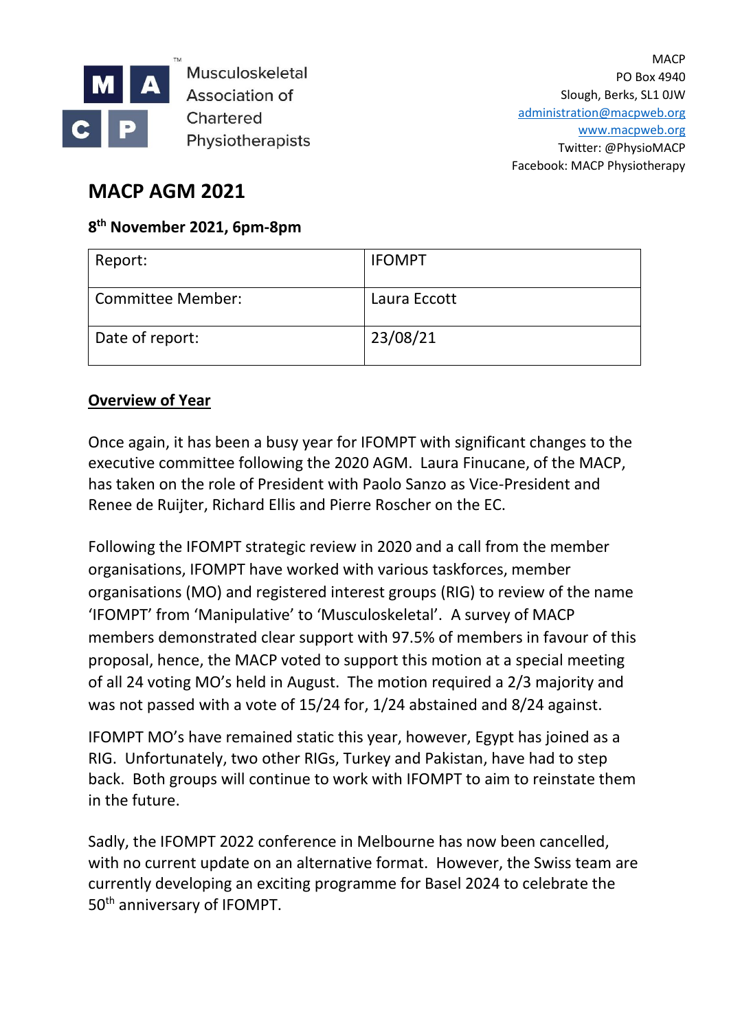Musculoskeletal Association of Chartered Physiotherapists

MACP
PO Box 4940
Slough, Berks, SL1 0JW
administration@macpweb.org
www.macpweb.org
Twitter: @PhysioMACP
Facebook: MACP Physiotherapy

# MACP AGM 2021

### 8th November 2021, 6pm-8pm

| Report: | IFOMPT |
|---|---|
| Committee Member: | Laura Eccott |
| Date of report: | 23/08/21 |

## Overview of Year

Once again, it has been a busy year for IFOMPT with significant changes to the executive committee following the 2020 AGM. Laura Finucane, of the MACP, has taken on the role of President with Paolo Sanzo as Vice-President and Renee de Ruijter, Richard Ellis and Pierre Roscher on the EC.

Following the IFOMPT strategic review in 2020 and a call from the member organisations, IFOMPT have worked with various taskforces, member organisations (MO) and registered interest groups (RIG) to review of the name 'IFOMPT' from 'Manipulative' to 'Musculoskeletal'. A survey of MACP members demonstrated clear support with 97.5% of members in favour of this proposal, hence, the MACP voted to support this motion at a special meeting of all 24 voting MO's held in August. The motion required a 2/3 majority and was not passed with a vote of 15/24 for, 1/24 abstained and 8/24 against.

IFOMPT MO's have remained static this year, however, Egypt has joined as a RIG. Unfortunately, two other RIGs, Turkey and Pakistan, have had to step back. Both groups will continue to work with IFOMPT to aim to reinstate them in the future.

Sadly, the IFOMPT 2022 conference in Melbourne has now been cancelled, with no current update on an alternative format. However, the Swiss team are currently developing an exciting programme for Basel 2024 to celebrate the 50th anniversary of IFOMPT.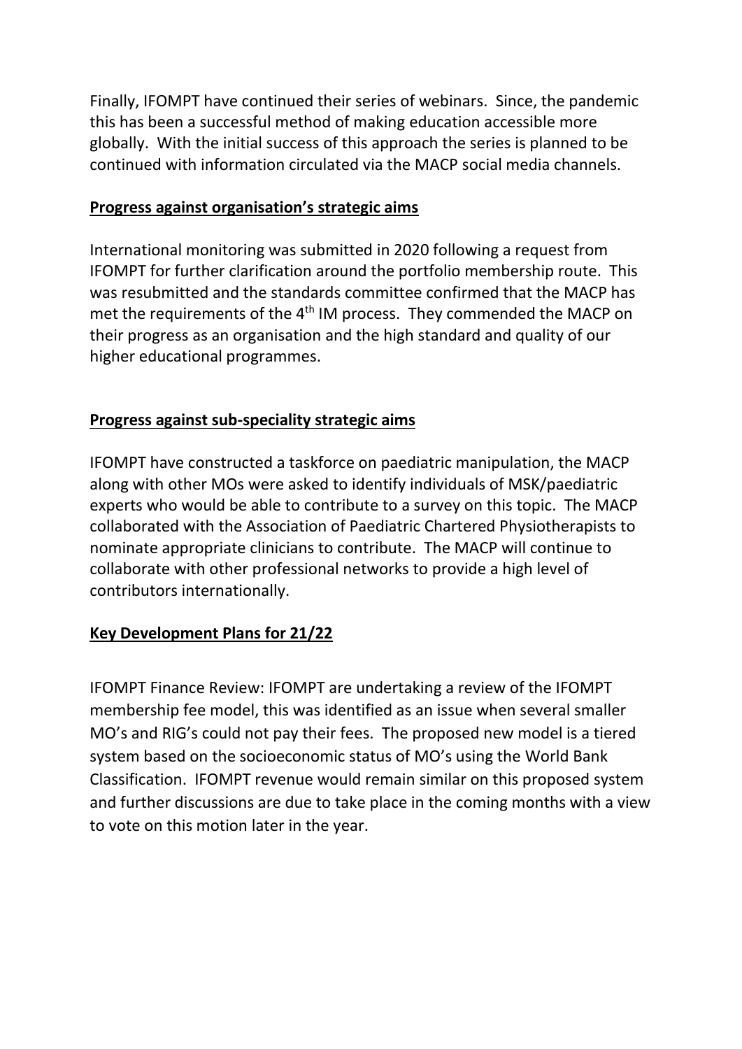Finally, IFOMPT have continued their series of webinars. Since, the pandemic this has been a successful method of making education accessible more globally. With the initial success of this approach the series is planned to be continued with information circulated via the MACP social media channels.

**Progress against organisation's strategic aims**

International monitoring was submitted in 2020 following a request from IFOMPT for further clarification around the portfolio membership route. This was resubmitted and the standards committee confirmed that the MACP has met the requirements of the 4th IM process. They commended the MACP on their progress as an organisation and the high standard and quality of our higher educational programmes.

**Progress against sub-speciality strategic aims**

IFOMPT have constructed a taskforce on paediatric manipulation, the MACP along with other MOs were asked to identify individuals of MSK/paediatric experts who would be able to contribute to a survey on this topic. The MACP collaborated with the Association of Paediatric Chartered Physiotherapists to nominate appropriate clinicians to contribute. The MACP will continue to collaborate with other professional networks to provide a high level of contributors internationally.

**Key Development Plans for 21/22**

IFOMPT Finance Review: IFOMPT are undertaking a review of the IFOMPT membership fee model, this was identified as an issue when several smaller MO's and RIG's could not pay their fees. The proposed new model is a tiered system based on the socioeconomic status of MO's using the World Bank Classification. IFOMPT revenue would remain similar on this proposed system and further discussions are due to take place in the coming months with a view to vote on this motion later in the year.